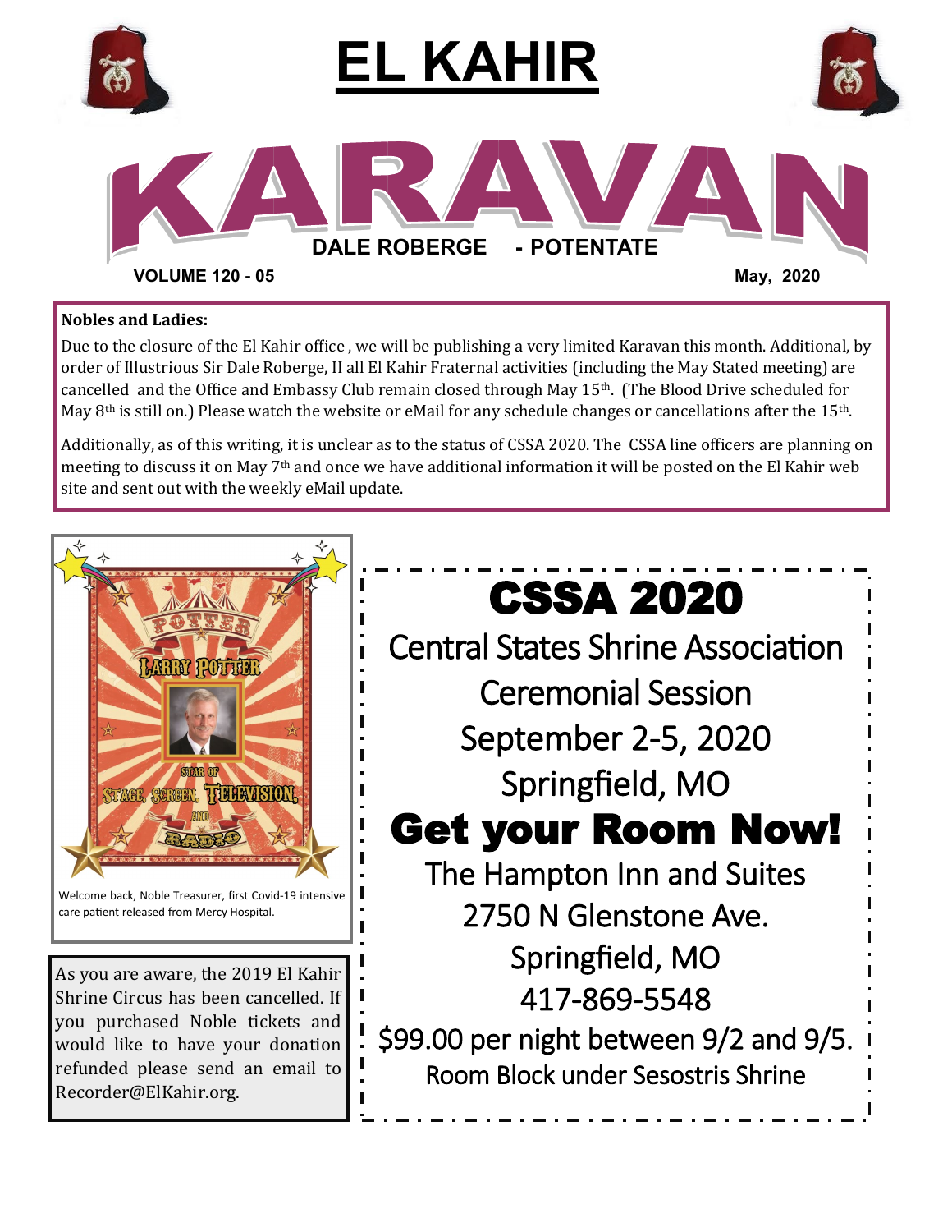# EL KAHIR

# KARAVAN

**DALE ROBERGE - POTENTATE**

**VOLUME 120 - 05** **May, 2020**

**Nobles and Ladies:**

Due to the closure of the El Kahir office , we will be publishing a very limited Karavan this month. Additional, by order of Illustrious Sir Dale Roberge, II all El Kahir Fraternal activities (including the May Stated meeting) are cancelled and the Office and Embassy Club remain closed through May 15th. (The Blood Drive scheduled for May 8th is still on.) Please watch the website or eMail for any schedule changes or cancellations after the 15th.

Additionally, as of this writing, it is unclear as to the status of CSSA 2020. The CSSA line officers are planning on meeting to discuss it on May 7th and once we have additional information it will be posted on the El Kahir web site and sent out with the weekly eMail update.

POTTER

LARRY POTTER

STAR OF STAGE, SCREEN, TELEVISION, AND RADIO

Welcome back, Noble Treasurer, first Covid-19 intensive care patient released from Mercy Hospital.

As you are aware, the 2019 El Kahir Shrine Circus has been cancelled. If you purchased Noble tickets and would like to have your donation refunded please send an email to Recorder@ElKahir.org.

## CSSA 2020

Central States Shrine Association

Ceremonial Session

September 2-5, 2020

Springfield, MO

**Get your Room Now!**

The Hampton Inn and Suites

2750 N Glenstone Ave.

Springfield, MO

417-869-5548

$99.00 per night between 9/2 and 9/5.

Room Block under Sesostris Shrine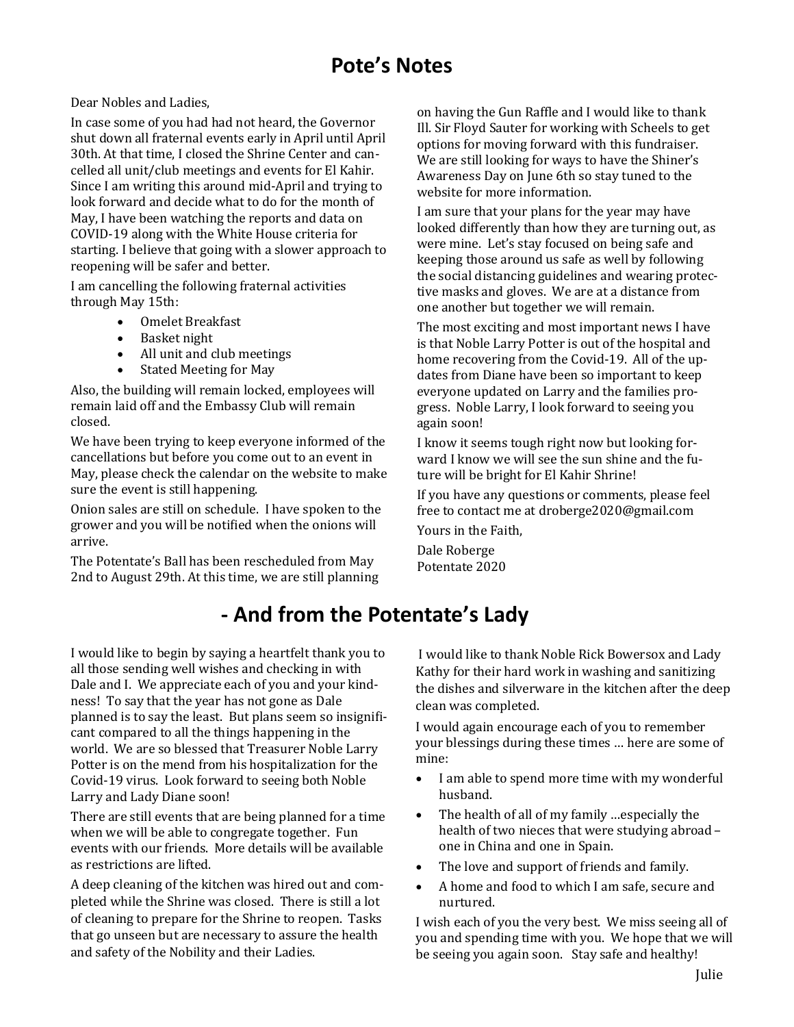# Pote's Notes

Dear Nobles and Ladies,

In case some of you had had not heard, the Governor shut down all fraternal events early in April until April 30th. At that time, I closed the Shrine Center and cancelled all unit/club meetings and events for El Kahir. Since I am writing this around mid-April and trying to look forward and decide what to do for the month of May, I have been watching the reports and data on COVID-19 along with the White House criteria for starting. I believe that going with a slower approach to reopening will be safer and better.

I am cancelling the following fraternal activities through May 15th:

- Omelet Breakfast
- Basket night
- All unit and club meetings
- Stated Meeting for May

Also, the building will remain locked, employees will remain laid off and the Embassy Club will remain closed.

We have been trying to keep everyone informed of the cancellations but before you come out to an event in May, please check the calendar on the website to make sure the event is still happening.

Onion sales are still on schedule. I have spoken to the grower and you will be notified when the onions will arrive.

The Potentate's Ball has been rescheduled from May 2nd to August 29th. At this time, we are still planning on having the Gun Raffle and I would like to thank Ill. Sir Floyd Sauter for working with Scheels to get options for moving forward with this fundraiser. We are still looking for ways to have the Shiner's Awareness Day on June 6th so stay tuned to the website for more information.

I am sure that your plans for the year may have looked differently than how they are turning out, as were mine. Let's stay focused on being safe and keeping those around us safe as well by following the social distancing guidelines and wearing protective masks and gloves. We are at a distance from one another but together we will remain.

The most exciting and most important news I have is that Noble Larry Potter is out of the hospital and home recovering from the Covid-19. All of the updates from Diane have been so important to keep everyone updated on Larry and the families progress. Noble Larry, I look forward to seeing you again soon!

I know it seems tough right now but looking forward I know we will see the sun shine and the future will be bright for El Kahir Shrine!

If you have any questions or comments, please feel free to contact me at droberge2020@gmail.com

Yours in the Faith,

Dale Roberge
Potentate 2020

# - And from the Potentate's Lady

I would like to begin by saying a heartfelt thank you to all those sending well wishes and checking in with Dale and I. We appreciate each of you and your kindness! To say that the year has not gone as Dale planned is to say the least. But plans seem so insignificant compared to all the things happening in the world. We are so blessed that Treasurer Noble Larry Potter is on the mend from his hospitalization for the Covid-19 virus. Look forward to seeing both Noble Larry and Lady Diane soon!

There are still events that are being planned for a time when we will be able to congregate together. Fun events with our friends. More details will be available as restrictions are lifted.

A deep cleaning of the kitchen was hired out and completed while the Shrine was closed. There is still a lot of cleaning to prepare for the Shrine to reopen. Tasks that go unseen but are necessary to assure the health and safety of the Nobility and their Ladies.

I would like to thank Noble Rick Bowersox and Lady Kathy for their hard work in washing and sanitizing the dishes and silverware in the kitchen after the deep clean was completed.

I would again encourage each of you to remember your blessings during these times … here are some of mine:

- I am able to spend more time with my wonderful husband.
- The health of all of my family …especially the health of two nieces that were studying abroad – one in China and one in Spain.
- The love and support of friends and family.
- A home and food to which I am safe, secure and nurtured.

I wish each of you the very best. We miss seeing all of you and spending time with you. We hope that we will be seeing you again soon. Stay safe and healthy!

Julie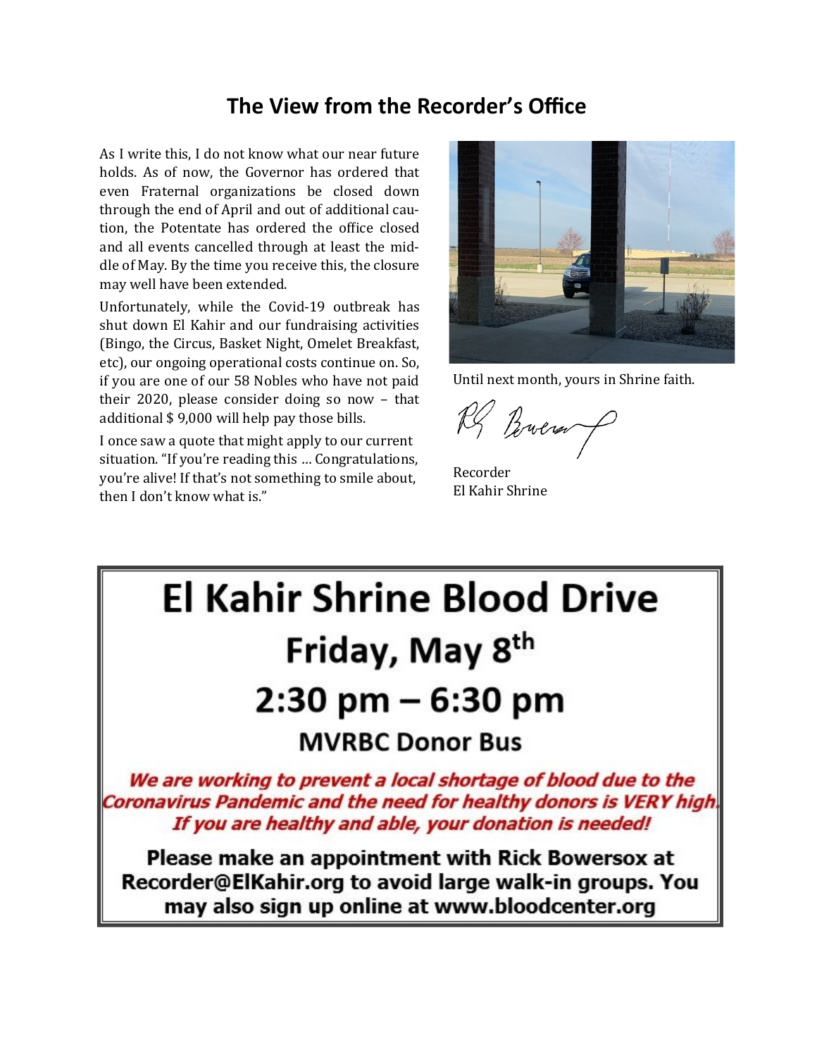## The View from the Recorder's Office

As I write this, I do not know what our near future holds. As of now, the Governor has ordered that even Fraternal organizations be closed down through the end of April and out of additional caution, the Potentate has ordered the office closed and all events cancelled through at least the middle of May. By the time you receive this, the closure may well have been extended.

Unfortunately, while the Covid-19 outbreak has shut down El Kahir and our fundraising activities (Bingo, the Circus, Basket Night, Omelet Breakfast, etc), our ongoing operational costs continue on. So, if you are one of our 58 Nobles who have not paid their 2020, please consider doing so now – that additional $ 9,000 will help pay those bills.

I once saw a quote that might apply to our current situation. "If you're reading this … Congratulations, you're alive! If that's not something to smile about, then I don't know what is."

Until next month, yours in Shrine faith.

RG Bowersox

Recorder
El Kahir Shrine

# El Kahir Shrine Blood Drive

## Friday, May 8th

## 2:30 pm – 6:30 pm

### MVRBC Donor Bus

***We are working to prevent a local shortage of blood due to the Coronavirus Pandemic and the need for healthy donors is VERY high. If you are healthy and able, your donation is needed!***

**Please make an appointment with Rick Bowersox at Recorder@ElKahir.org to avoid large walk-in groups. You may also sign up online at www.bloodcenter.org**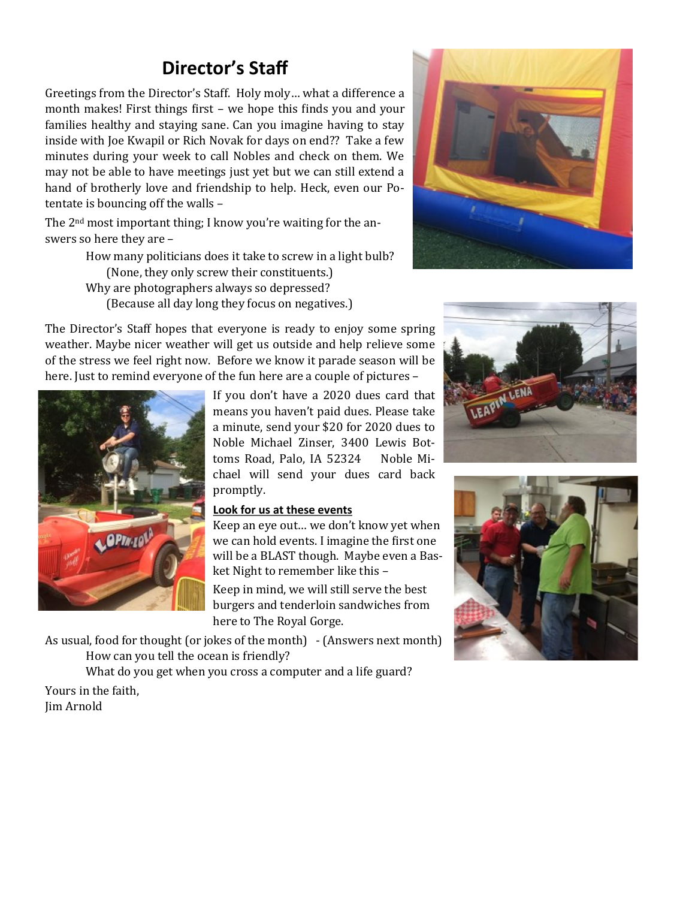# Director's Staff

Greetings from the Director's Staff. Holy moly… what a difference a month makes! First things first – we hope this finds you and your families healthy and staying sane. Can you imagine having to stay inside with Joe Kwapil or Rich Novak for days on end?? Take a few minutes during your week to call Nobles and check on them. We may not be able to have meetings just yet but we can still extend a hand of brotherly love and friendship to help. Heck, even our Potentate is bouncing off the walls –

The 2nd most important thing; I know you're waiting for the answers so here they are –

How many politicians does it take to screw in a light bulb?
(None, they only screw their constituents.)
Why are photographers always so depressed?
(Because all day long they focus on negatives.)

The Director's Staff hopes that everyone is ready to enjoy some spring weather. Maybe nicer weather will get us outside and help relieve some of the stress we feel right now. Before we know it parade season will be here. Just to remind everyone of the fun here are a couple of pictures –

If you don't have a 2020 dues card that means you haven't paid dues. Please take a minute, send your $20 for 2020 dues to Noble Michael Zinser, 3400 Lewis Bottoms Road, Palo, IA 52324 Noble Michael will send your dues card back promptly.

**Look for us at these events**

Keep an eye out… we don't know yet when we can hold events. I imagine the first one will be a BLAST though. Maybe even a Basket Night to remember like this –

Keep in mind, we will still serve the best burgers and tenderloin sandwiches from here to The Royal Gorge.

As usual, food for thought (or jokes of the month) - (Answers next month)

How can you tell the ocean is friendly?
What do you get when you cross a computer and a life guard?

Yours in the faith,
Jim Arnold